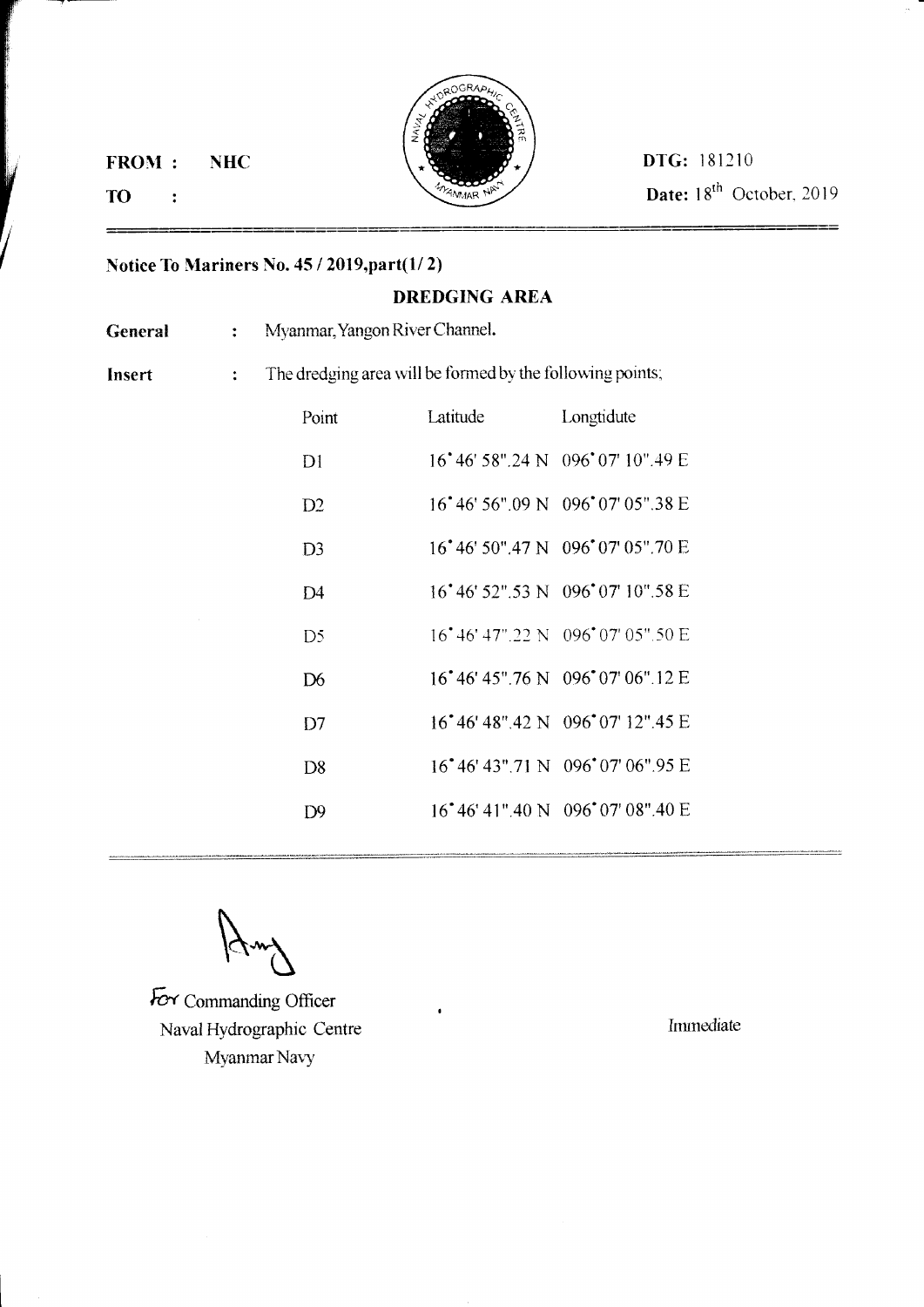**FROM :** **NHC**

**TO :**

**DTG:** 181210

**Date:** 18th October, 2019

---

## Notice To Mariners No. 45 / 2019,part(1/ 2)

### DREDGING AREA

**General** : Myanmar, Yangon River Channel.

**Insert** : The dredging area will be formed by the following points;

| Point | Latitude | Longtidute |
|---|---|---|
| D1 | 16˚46' 58".24 N | 096˚07' 10".49 E |
| D2 | 16˚46' 56".09 N | 096˚07' 05".38 E |
| D3 | 16˚46' 50".47 N | 096˚07' 05".70 E |
| D4 | 16˚46' 52".53 N | 096˚07' 10".58 E |
| D5 | 16˚46' 47".22 N | 096˚07' 05".50 E |
| D6 | 16˚46' 45".76 N | 096˚07' 06".12 E |
| D7 | 16˚46' 48".42 N | 096˚07' 12".45 E |
| D8 | 16˚46' 43".71 N | 096˚07' 06".95 E |
| D9 | 16˚46' 41".40 N | 096˚07' 08".40 E |

---

For Commanding Officer
Naval Hydrographic Centre
Myanmar Navy

Immediate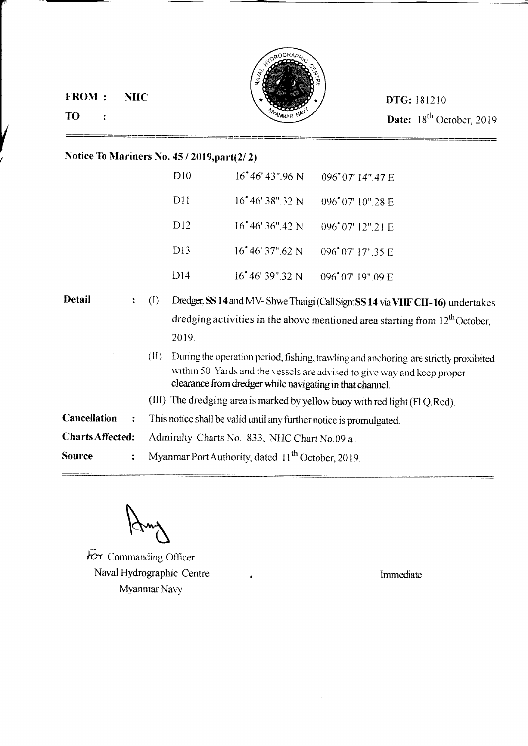**FROM :** **NHC**

**TO :**

**DTG:** 181210

**Date:** 18th October, 2019

## Notice To Mariners No. 45 / 2019,part(2/ 2)

| | | |
|---|---|---|
| D10 | 16° 46' 43".96 N | 096° 07' 14".47 E |
| D11 | 16° 46' 38".32 N | 096° 07' 10".28 E |
| D12 | 16° 46' 36".42 N | 096° 07' 12".21 E |
| D13 | 16° 46' 37".62 N | 096° 07' 17".35 E |
| D14 | 16° 46' 39".32 N | 096° 07' 19".09 E |

**Detail** : (I) Dredger, **SS 14** and MV- Shwe Thaigi (Call Sign: **SS 14** via **VHF CH-16**) undertakes dredging activities in the above mentioned area starting from 12th October, 2019.

(II) During the operation period, fishing, trawling and anchoring are strictly proxibited within 50 Yards and the vessels are advised to give way and keep proper clearance from dredger while navigating in that channel.

(III) The dredging area is marked by yellow buoy with red light (Fl.Q.Red).

**Cancellation** : This notice shall be valid until any further notice is promulgated.

**Charts Affected:** Admiralty Charts No. 833, NHC Chart No.09 a .

**Source** : Myanmar Port Authority, dated 11th October, 2019.

For Commanding Officer
Naval Hydrographic Centre
Myanmar Navy

Immediate